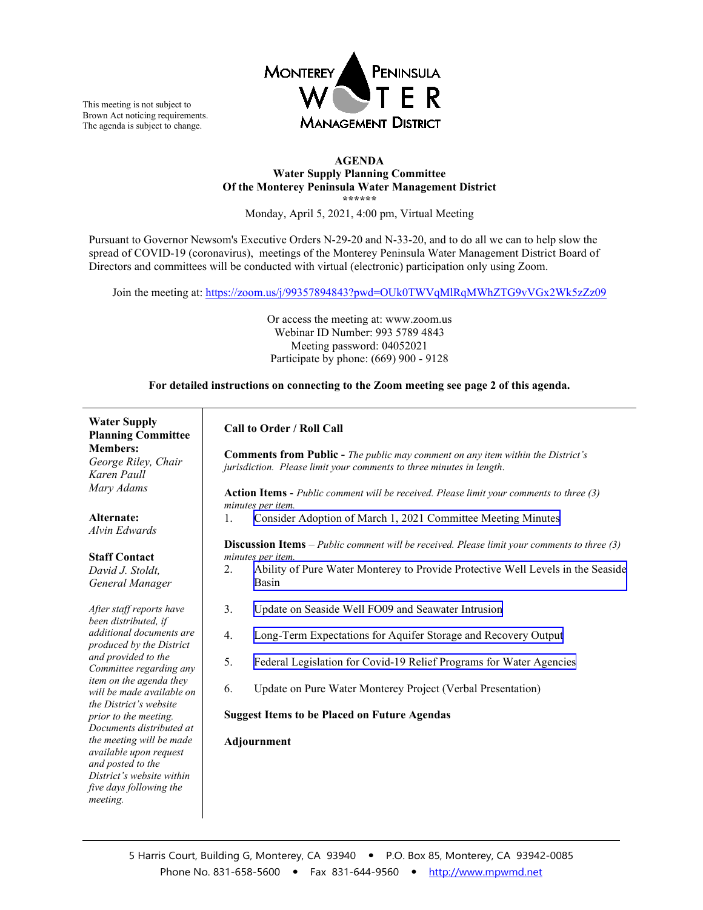This meeting is not subject to Brown Act noticing requirements. The agenda is subject to change.

MONTEREY PENINSULA WATER MANAGEMENT DISTRICT

**AGENDA**
**Water Supply Planning Committee**
**Of the Monterey Peninsula Water Management District**
**\*\*\*\*\*\***

Monday, April 5, 2021, 4:00 pm, Virtual Meeting

Pursuant to Governor Newsom's Executive Orders N-29-20 and N-33-20, and to do all we can to help slow the spread of COVID-19 (coronavirus), meetings of the Monterey Peninsula Water Management District Board of Directors and committees will be conducted with virtual (electronic) participation only using Zoom.

Join the meeting at: https://zoom.us/j/99357894843?pwd=OUk0TWVqMlRqMWhZTG9vVGx2Wk5zZz09

Or access the meeting at: www.zoom.us
Webinar ID Number: 993 5789 4843
Meeting password: 04052021
Participate by phone: (669) 900 - 9128

**For detailed instructions on connecting to the Zoom meeting see page 2 of this agenda.**

**Water Supply Planning Committee Members:**
*George Riley, Chair*
*Karen Paull*
*Mary Adams*

**Alternate:**
*Alvin Edwards*

**Staff Contact**
*David J. Stoldt, General Manager*

*After staff reports have been distributed, if additional documents are produced by the District and provided to the Committee regarding any item on the agenda they will be made available on the District's website prior to the meeting. Documents distributed at the meeting will be made available upon request and posted to the District's website within five days following the meeting.*

**Call to Order / Roll Call**

**Comments from Public -** *The public may comment on any item within the District's jurisdiction. Please limit your comments to three minutes in length.*

**Action Items** - *Public comment will be received. Please limit your comments to three (3) minutes per item.*

1. Consider Adoption of March 1, 2021 Committee Meeting Minutes

**Discussion Items** – *Public comment will be received. Please limit your comments to three (3) minutes per item.*

2. Ability of Pure Water Monterey to Provide Protective Well Levels in the Seaside Basin
3. Update on Seaside Well FO09 and Seawater Intrusion
4. Long-Term Expectations for Aquifer Storage and Recovery Output
5. Federal Legislation for Covid-19 Relief Programs for Water Agencies
6. Update on Pure Water Monterey Project (Verbal Presentation)

**Suggest Items to be Placed on Future Agendas**

**Adjournment**

5 Harris Court, Building G, Monterey, CA 93940 • P.O. Box 85, Monterey, CA 93942-0085
Phone No. 831-658-5600 • Fax 831-644-9560 • http://www.mpwmd.net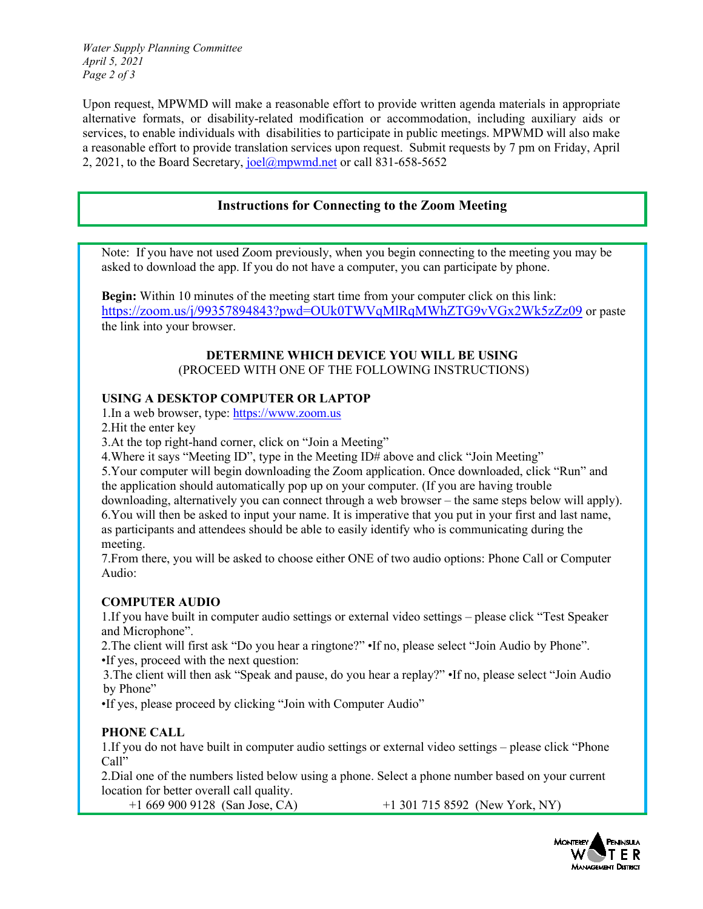Upon request, MPWMD will make a reasonable effort to provide written agenda materials in appropriate alternative formats, or disability-related modification or accommodation, including auxiliary aids or services, to enable individuals with disabilities to participate in public meetings. MPWMD will also make a reasonable effort to provide translation services upon request. Submit requests by 7 pm on Friday, April 2, 2021, to the Board Secretary, joel@mpwmd.net or call 831-658-5652

## Instructions for Connecting to the Zoom Meeting

Note: If you have not used Zoom previously, when you begin connecting to the meeting you may be asked to download the app. If you do not have a computer, you can participate by phone.

**Begin:** Within 10 minutes of the meeting start time from your computer click on this link: https://zoom.us/j/99357894843?pwd=OUk0TWVqMlRqMWhZTG9vVGx2Wk5zZz09 or paste the link into your browser.

**DETERMINE WHICH DEVICE YOU WILL BE USING**
(PROCEED WITH ONE OF THE FOLLOWING INSTRUCTIONS)

**USING A DESKTOP COMPUTER OR LAPTOP**

1.In a web browser, type: https://www.zoom.us
2.Hit the enter key
3.At the top right-hand corner, click on "Join a Meeting"
4.Where it says "Meeting ID", type in the Meeting ID# above and click "Join Meeting"
5.Your computer will begin downloading the Zoom application. Once downloaded, click "Run" and the application should automatically pop up on your computer. (If you are having trouble downloading, alternatively you can connect through a web browser – the same steps below will apply).
6.You will then be asked to input your name. It is imperative that you put in your first and last name, as participants and attendees should be able to easily identify who is communicating during the meeting.
7.From there, you will be asked to choose either ONE of two audio options: Phone Call or Computer Audio:

**COMPUTER AUDIO**

1.If you have built in computer audio settings or external video settings – please click "Test Speaker and Microphone".
2.The client will first ask "Do you hear a ringtone?" •If no, please select "Join Audio by Phone".
•If yes, proceed with the next question:
3.The client will then ask "Speak and pause, do you hear a replay?" •If no, please select "Join Audio by Phone"
•If yes, please proceed by clicking "Join with Computer Audio"

**PHONE CALL**

1.If you do not have built in computer audio settings or external video settings – please click "Phone Call"
2.Dial one of the numbers listed below using a phone. Select a phone number based on your current location for better overall call quality.

+1 669 900 9128 (San Jose, CA) +1 301 715 8592 (New York, NY)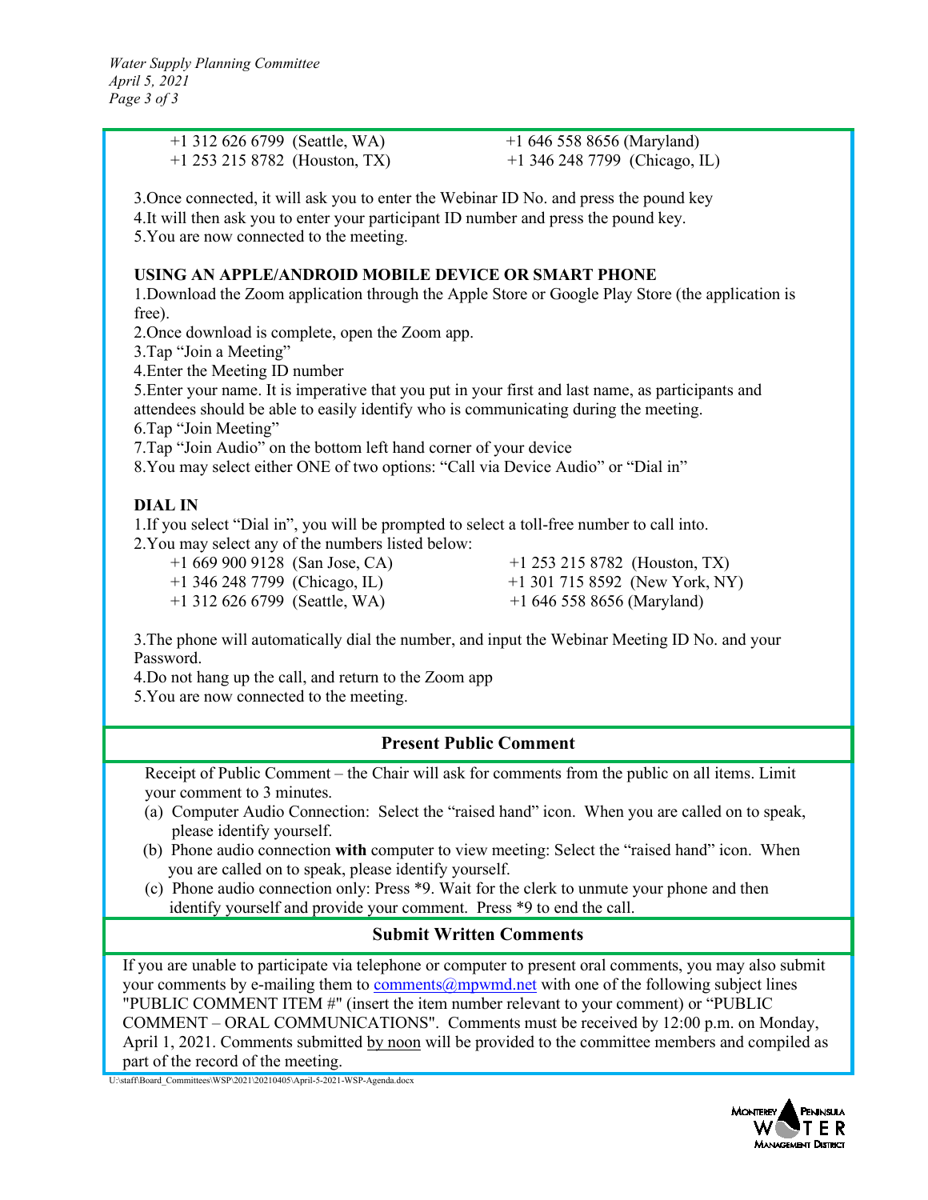+1 312 626 6799 (Seattle, WA) +1 646 558 8656 (Maryland)
+1 253 215 8782 (Houston, TX) +1 346 248 7799 (Chicago, IL)

3. Once connected, it will ask you to enter the Webinar ID No. and press the pound key
4. It will then ask you to enter your participant ID number and press the pound key.
5. You are now connected to the meeting.

**USING AN APPLE/ANDROID MOBILE DEVICE OR SMART PHONE**

1. Download the Zoom application through the Apple Store or Google Play Store (the application is free).
2. Once download is complete, open the Zoom app.
3. Tap "Join a Meeting"
4. Enter the Meeting ID number
5. Enter your name. It is imperative that you put in your first and last name, as participants and attendees should be able to easily identify who is communicating during the meeting.
6. Tap "Join Meeting"
7. Tap "Join Audio" on the bottom left hand corner of your device
8. You may select either ONE of two options: "Call via Device Audio" or "Dial in"

**DIAL IN**

1. If you select "Dial in", you will be prompted to select a toll-free number to call into.
2. You may select any of the numbers listed below:

+1 669 900 9128 (San Jose, CA) +1 253 215 8782 (Houston, TX)
+1 346 248 7799 (Chicago, IL) +1 301 715 8592 (New York, NY)
+1 312 626 6799 (Seattle, WA) +1 646 558 8656 (Maryland)

3. The phone will automatically dial the number, and input the Webinar Meeting ID No. and your Password.
4. Do not hang up the call, and return to the Zoom app
5. You are now connected to the meeting.

## Present Public Comment

Receipt of Public Comment – the Chair will ask for comments from the public on all items. Limit your comment to 3 minutes.

(a) Computer Audio Connection: Select the "raised hand" icon. When you are called on to speak, please identify yourself.
(b) Phone audio connection **with** computer to view meeting: Select the "raised hand" icon. When you are called on to speak, please identify yourself.
(c) Phone audio connection only: Press *9. Wait for the clerk to unmute your phone and then identify yourself and provide your comment. Press *9 to end the call.

## Submit Written Comments

If you are unable to participate via telephone or computer to present oral comments, you may also submit your comments by e-mailing them to comments@mpwmd.net with one of the following subject lines "PUBLIC COMMENT ITEM #" (insert the item number relevant to your comment) or "PUBLIC COMMENT – ORAL COMMUNICATIONS". Comments must be received by 12:00 p.m. on Monday, April 1, 2021. Comments submitted by noon will be provided to the committee members and compiled as part of the record of the meeting.

U:\staff\Board_Committees\WSP\2021\20210405\April-5-2021-WSP-Agenda.docx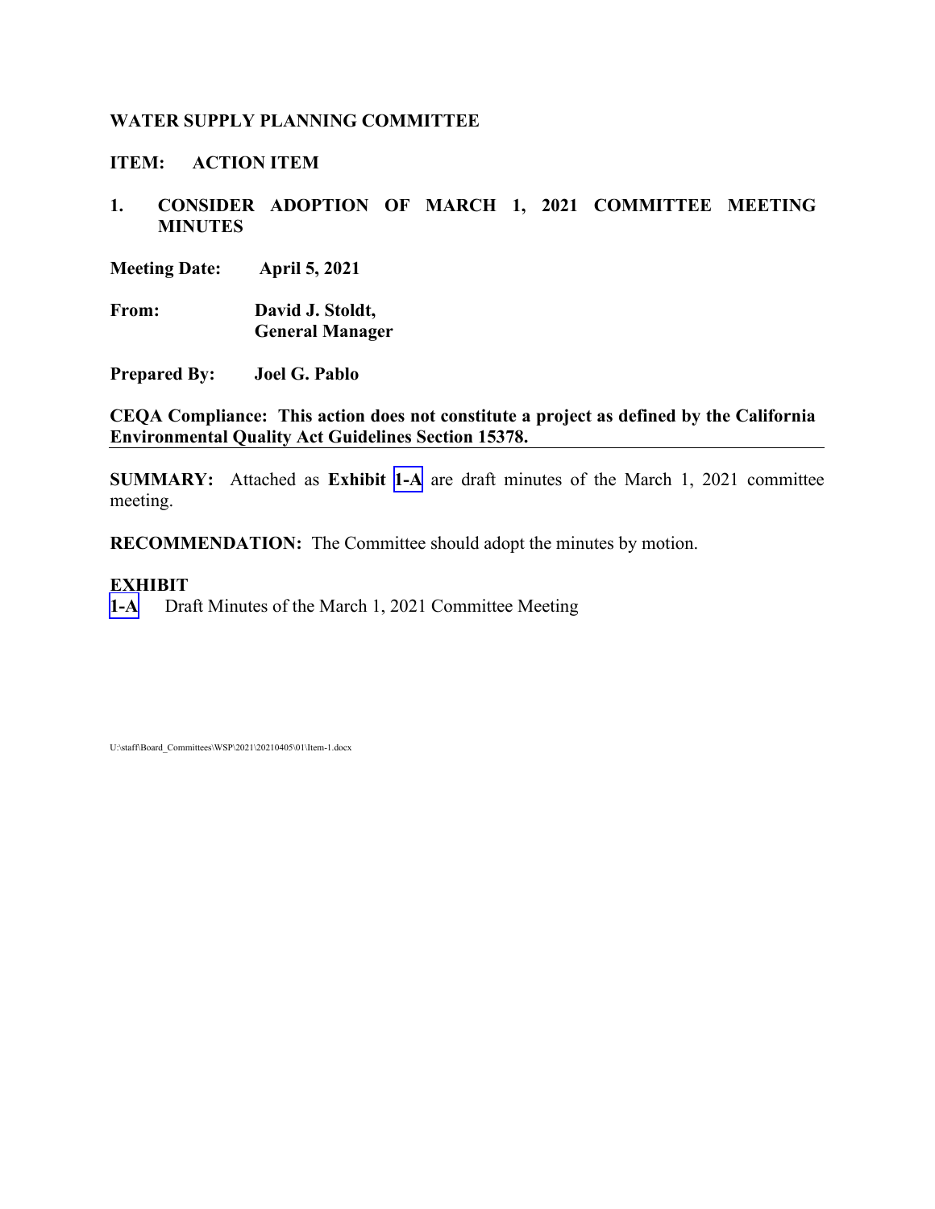**WATER SUPPLY PLANNING COMMITTEE**

**ITEM: ACTION ITEM**

**1. CONSIDER ADOPTION OF MARCH 1, 2021 COMMITTEE MEETING MINUTES**

**Meeting Date:** **April 5, 2021**

**From:** **David J. Stoldt, General Manager**

**Prepared By:** **Joel G. Pablo**

**CEQA Compliance: This action does not constitute a project as defined by the California Environmental Quality Act Guidelines Section 15378.**

---

**SUMMARY:** Attached as **Exhibit 1-A** are draft minutes of the March 1, 2021 committee meeting.

**RECOMMENDATION:** The Committee should adopt the minutes by motion.

**EXHIBIT**

**1-A** Draft Minutes of the March 1, 2021 Committee Meeting

U:\staff\Board_Committees\WSP\2021\20210405\01\Item-1.docx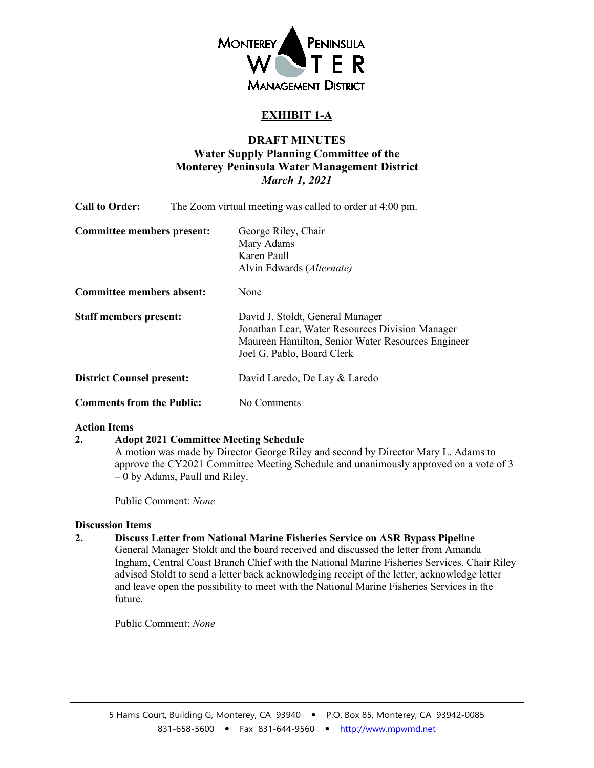**EXHIBIT 1-A**

**DRAFT MINUTES**
**Water Supply Planning Committee of the**
**Monterey Peninsula Water Management District**
***March 1, 2021***

**Call to Order:** The Zoom virtual meeting was called to order at 4:00 pm.

**Committee members present:**
George Riley, Chair
Mary Adams
Karen Paull
Alvin Edwards (*Alternate)*

**Committee members absent:** None

**Staff members present:**
David J. Stoldt, General Manager
Jonathan Lear, Water Resources Division Manager
Maureen Hamilton, Senior Water Resources Engineer
Joel G. Pablo, Board Clerk

**District Counsel present:** David Laredo, De Lay & Laredo

**Comments from the Public:** No Comments

**Action Items**

**2. Adopt 2021 Committee Meeting Schedule**

A motion was made by Director George Riley and second by Director Mary L. Adams to approve the CY2021 Committee Meeting Schedule and unanimously approved on a vote of 3 – 0 by Adams, Paull and Riley.

Public Comment: *None*

**Discussion Items**

**2. Discuss Letter from National Marine Fisheries Service on ASR Bypass Pipeline**

General Manager Stoldt and the board received and discussed the letter from Amanda Ingham, Central Coast Branch Chief with the National Marine Fisheries Services. Chair Riley advised Stoldt to send a letter back acknowledging receipt of the letter, acknowledge letter and leave open the possibility to meet with the National Marine Fisheries Services in the future.

Public Comment: *None*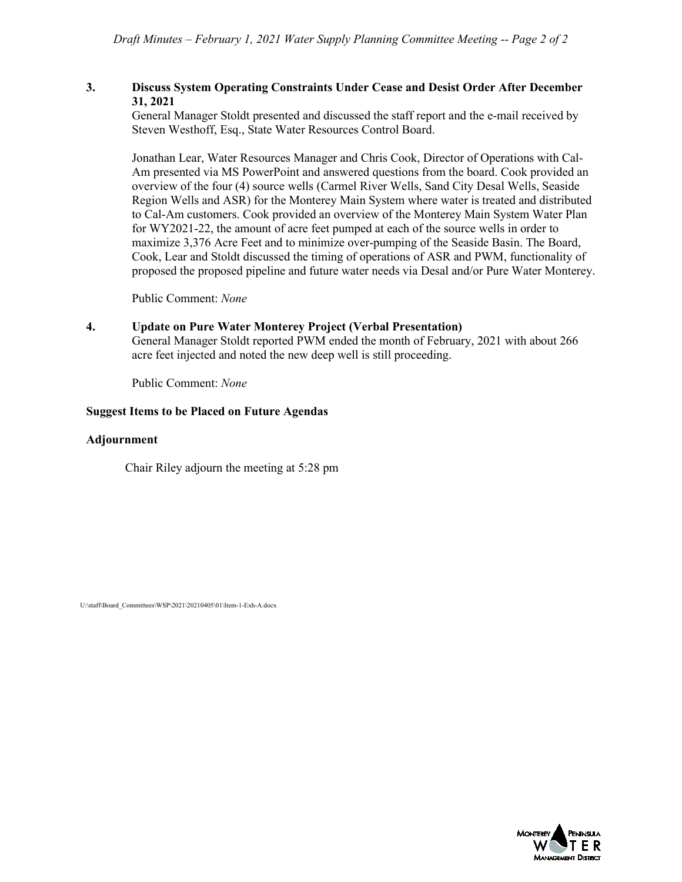**3. Discuss System Operating Constraints Under Cease and Desist Order After December 31, 2021**

General Manager Stoldt presented and discussed the staff report and the e-mail received by Steven Westhoff, Esq., State Water Resources Control Board.

Jonathan Lear, Water Resources Manager and Chris Cook, Director of Operations with Cal-Am presented via MS PowerPoint and answered questions from the board. Cook provided an overview of the four (4) source wells (Carmel River Wells, Sand City Desal Wells, Seaside Region Wells and ASR) for the Monterey Main System where water is treated and distributed to Cal-Am customers. Cook provided an overview of the Monterey Main System Water Plan for WY2021-22, the amount of acre feet pumped at each of the source wells in order to maximize 3,376 Acre Feet and to minimize over-pumping of the Seaside Basin. The Board, Cook, Lear and Stoldt discussed the timing of operations of ASR and PWM, functionality of proposed the proposed pipeline and future water needs via Desal and/or Pure Water Monterey.

Public Comment: *None*

**4. Update on Pure Water Monterey Project (Verbal Presentation)**

General Manager Stoldt reported PWM ended the month of February, 2021 with about 266 acre feet injected and noted the new deep well is still proceeding.

Public Comment: *None*

**Suggest Items to be Placed on Future Agendas**

**Adjournment**

Chair Riley adjourn the meeting at 5:28 pm

U:\staff\Board_Committees\WSP\2021\20210405\01\Item-1-Exh-A.docx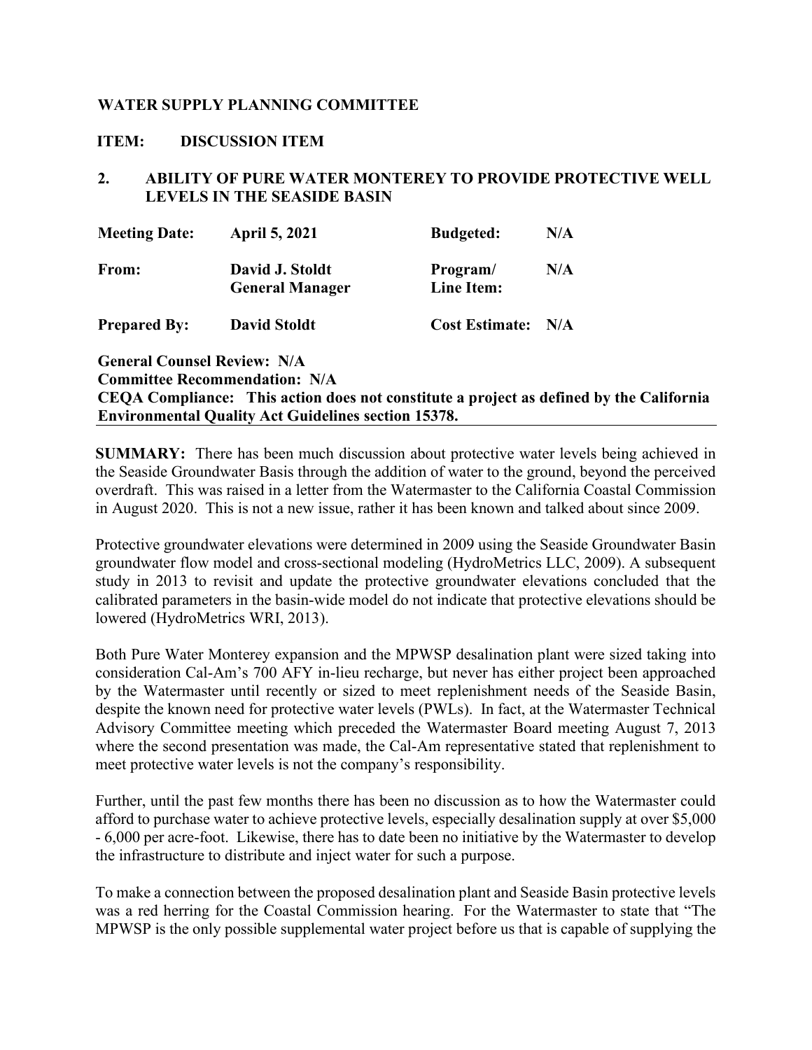**WATER SUPPLY PLANNING COMMITTEE**

**ITEM: DISCUSSION ITEM**

**2. ABILITY OF PURE WATER MONTEREY TO PROVIDE PROTECTIVE WELL LEVELS IN THE SEASIDE BASIN**

| **Meeting Date:** | **April 5, 2021** | **Budgeted:** | **N/A** |
|---|---|---|---|
| **From:** | **David J. Stoldt General Manager** | **Program/ Line Item:** | **N/A** |
| **Prepared By:** | **David Stoldt** | **Cost Estimate:** | **N/A** |

**General Counsel Review: N/A**
**Committee Recommendation: N/A**
**CEQA Compliance: This action does not constitute a project as defined by the California Environmental Quality Act Guidelines section 15378.**

**SUMMARY:** There has been much discussion about protective water levels being achieved in the Seaside Groundwater Basis through the addition of water to the ground, beyond the perceived overdraft. This was raised in a letter from the Watermaster to the California Coastal Commission in August 2020. This is not a new issue, rather it has been known and talked about since 2009.

Protective groundwater elevations were determined in 2009 using the Seaside Groundwater Basin groundwater flow model and cross-sectional modeling (HydroMetrics LLC, 2009). A subsequent study in 2013 to revisit and update the protective groundwater elevations concluded that the calibrated parameters in the basin-wide model do not indicate that protective elevations should be lowered (HydroMetrics WRI, 2013).

Both Pure Water Monterey expansion and the MPWSP desalination plant were sized taking into consideration Cal-Am's 700 AFY in-lieu recharge, but never has either project been approached by the Watermaster until recently or sized to meet replenishment needs of the Seaside Basin, despite the known need for protective water levels (PWLs). In fact, at the Watermaster Technical Advisory Committee meeting which preceded the Watermaster Board meeting August 7, 2013 where the second presentation was made, the Cal-Am representative stated that replenishment to meet protective water levels is not the company's responsibility.

Further, until the past few months there has been no discussion as to how the Watermaster could afford to purchase water to achieve protective levels, especially desalination supply at over $5,000 - 6,000 per acre-foot. Likewise, there has to date been no initiative by the Watermaster to develop the infrastructure to distribute and inject water for such a purpose.

To make a connection between the proposed desalination plant and Seaside Basin protective levels was a red herring for the Coastal Commission hearing. For the Watermaster to state that "The MPWSP is the only possible supplemental water project before us that is capable of supplying the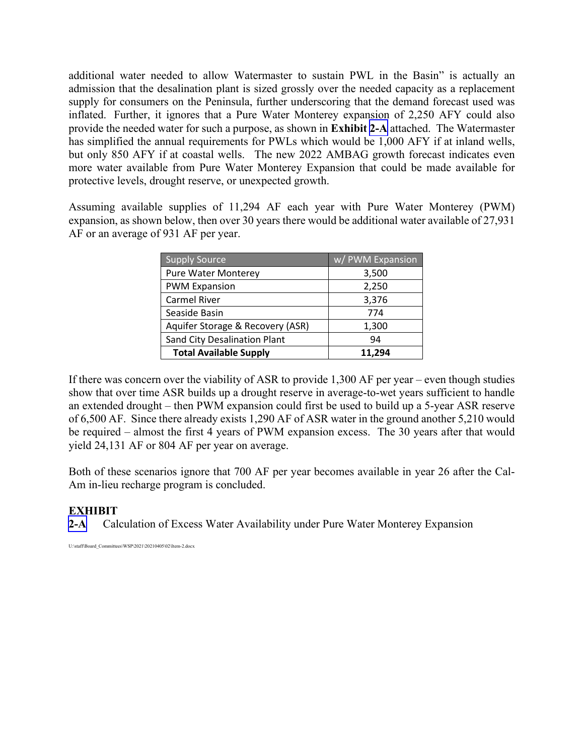additional water needed to allow Watermaster to sustain PWL in the Basin" is actually an admission that the desalination plant is sized grossly over the needed capacity as a replacement supply for consumers on the Peninsula, further underscoring that the demand forecast used was inflated. Further, it ignores that a Pure Water Monterey expansion of 2,250 AFY could also provide the needed water for such a purpose, as shown in **Exhibit 2-A** attached. The Watermaster has simplified the annual requirements for PWLs which would be 1,000 AFY if at inland wells, but only 850 AFY if at coastal wells. The new 2022 AMBAG growth forecast indicates even more water available from Pure Water Monterey Expansion that could be made available for protective levels, drought reserve, or unexpected growth.

Assuming available supplies of 11,294 AF each year with Pure Water Monterey (PWM) expansion, as shown below, then over 30 years there would be additional water available of 27,931 AF or an average of 931 AF per year.

| Supply Source | w/ PWM Expansion |
|---|---|
| Pure Water Monterey | 3,500 |
| PWM Expansion | 2,250 |
| Carmel River | 3,376 |
| Seaside Basin | 774 |
| Aquifer Storage & Recovery (ASR) | 1,300 |
| Sand City Desalination Plant | 94 |
| **Total Available Supply** | **11,294** |

If there was concern over the viability of ASR to provide 1,300 AF per year – even though studies show that over time ASR builds up a drought reserve in average-to-wet years sufficient to handle an extended drought – then PWM expansion could first be used to build up a 5-year ASR reserve of 6,500 AF. Since there already exists 1,290 AF of ASR water in the ground another 5,210 would be required – almost the first 4 years of PWM expansion excess. The 30 years after that would yield 24,131 AF or 804 AF per year on average.

Both of these scenarios ignore that 700 AF per year becomes available in year 26 after the Cal-Am in-lieu recharge program is concluded.

**EXHIBIT**

**2-A** Calculation of Excess Water Availability under Pure Water Monterey Expansion

U:\staff\Board_Committees\WSP\2021\20210405\02\Item-2.docx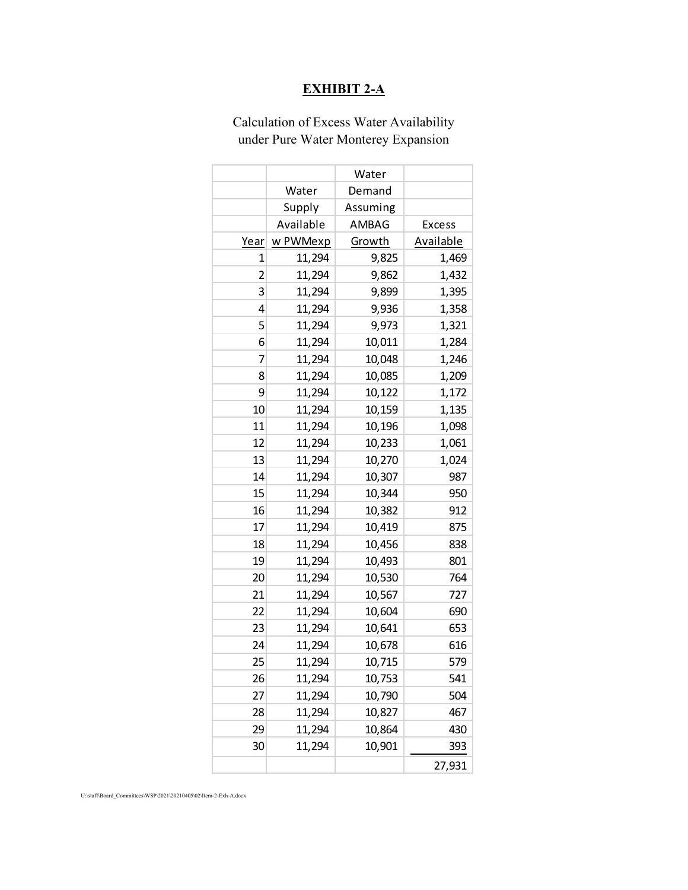# EXHIBIT 2-A

Calculation of Excess Water Availability
under Pure Water Monterey Expansion

| Year | Water Supply Available w PWMexp | Water Demand Assuming AMBAG Growth | Excess Available |
|---|---|---|---|
| 1 | 11,294 | 9,825 | 1,469 |
| 2 | 11,294 | 9,862 | 1,432 |
| 3 | 11,294 | 9,899 | 1,395 |
| 4 | 11,294 | 9,936 | 1,358 |
| 5 | 11,294 | 9,973 | 1,321 |
| 6 | 11,294 | 10,011 | 1,284 |
| 7 | 11,294 | 10,048 | 1,246 |
| 8 | 11,294 | 10,085 | 1,209 |
| 9 | 11,294 | 10,122 | 1,172 |
| 10 | 11,294 | 10,159 | 1,135 |
| 11 | 11,294 | 10,196 | 1,098 |
| 12 | 11,294 | 10,233 | 1,061 |
| 13 | 11,294 | 10,270 | 1,024 |
| 14 | 11,294 | 10,307 | 987 |
| 15 | 11,294 | 10,344 | 950 |
| 16 | 11,294 | 10,382 | 912 |
| 17 | 11,294 | 10,419 | 875 |
| 18 | 11,294 | 10,456 | 838 |
| 19 | 11,294 | 10,493 | 801 |
| 20 | 11,294 | 10,530 | 764 |
| 21 | 11,294 | 10,567 | 727 |
| 22 | 11,294 | 10,604 | 690 |
| 23 | 11,294 | 10,641 | 653 |
| 24 | 11,294 | 10,678 | 616 |
| 25 | 11,294 | 10,715 | 579 |
| 26 | 11,294 | 10,753 | 541 |
| 27 | 11,294 | 10,790 | 504 |
| 28 | 11,294 | 10,827 | 467 |
| 29 | 11,294 | 10,864 | 430 |
| 30 | 11,294 | 10,901 | 393 |
| | | | 27,931 |

U:\staff\Board_Committees\WSP\2021\20210405\02\Item-2-Exh-A.docx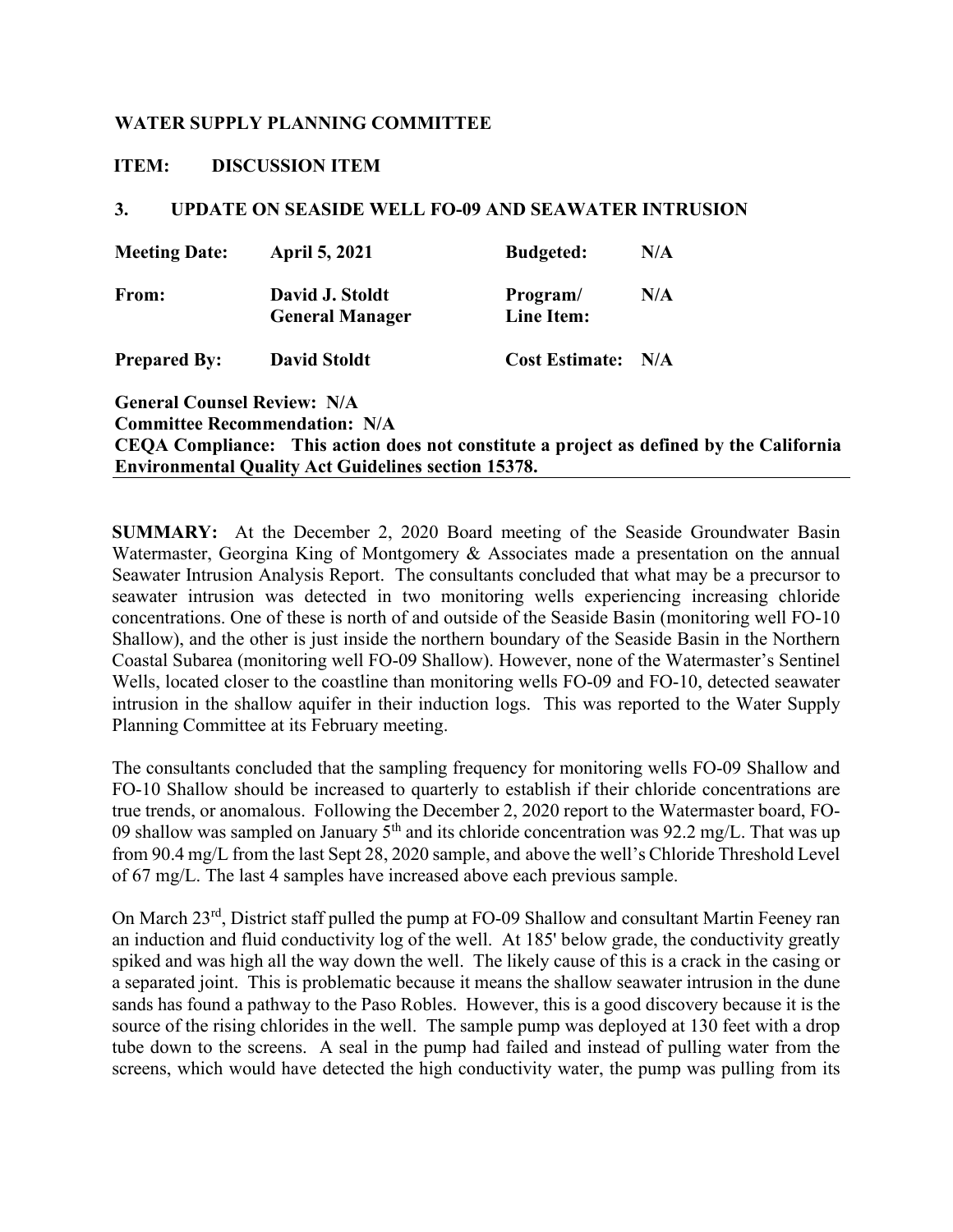**WATER SUPPLY PLANNING COMMITTEE**

**ITEM: DISCUSSION ITEM**

**3. UPDATE ON SEASIDE WELL FO-09 AND SEAWATER INTRUSION**

| | | | |
|---|---|---|---|
| **Meeting Date:** | **April 5, 2021** | **Budgeted:** | **N/A** |
| **From:** | **David J. Stoldt General Manager** | **Program/ Line Item:** | **N/A** |
| **Prepared By:** | **David Stoldt** | **Cost Estimate:** | **N/A** |

**General Counsel Review: N/A**
**Committee Recommendation: N/A**
**CEQA Compliance: This action does not constitute a project as defined by the California Environmental Quality Act Guidelines section 15378.**

---

**SUMMARY:** At the December 2, 2020 Board meeting of the Seaside Groundwater Basin Watermaster, Georgina King of Montgomery & Associates made a presentation on the annual Seawater Intrusion Analysis Report. The consultants concluded that what may be a precursor to seawater intrusion was detected in two monitoring wells experiencing increasing chloride concentrations. One of these is north of and outside of the Seaside Basin (monitoring well FO-10 Shallow), and the other is just inside the northern boundary of the Seaside Basin in the Northern Coastal Subarea (monitoring well FO-09 Shallow). However, none of the Watermaster's Sentinel Wells, located closer to the coastline than monitoring wells FO-09 and FO-10, detected seawater intrusion in the shallow aquifer in their induction logs. This was reported to the Water Supply Planning Committee at its February meeting.

The consultants concluded that the sampling frequency for monitoring wells FO-09 Shallow and FO-10 Shallow should be increased to quarterly to establish if their chloride concentrations are true trends, or anomalous. Following the December 2, 2020 report to the Watermaster board, FO-09 shallow was sampled on January 5th and its chloride concentration was 92.2 mg/L. That was up from 90.4 mg/L from the last Sept 28, 2020 sample, and above the well's Chloride Threshold Level of 67 mg/L. The last 4 samples have increased above each previous sample.

On March 23rd, District staff pulled the pump at FO-09 Shallow and consultant Martin Feeney ran an induction and fluid conductivity log of the well. At 185' below grade, the conductivity greatly spiked and was high all the way down the well. The likely cause of this is a crack in the casing or a separated joint. This is problematic because it means the shallow seawater intrusion in the dune sands has found a pathway to the Paso Robles. However, this is a good discovery because it is the source of the rising chlorides in the well. The sample pump was deployed at 130 feet with a drop tube down to the screens. A seal in the pump had failed and instead of pulling water from the screens, which would have detected the high conductivity water, the pump was pulling from its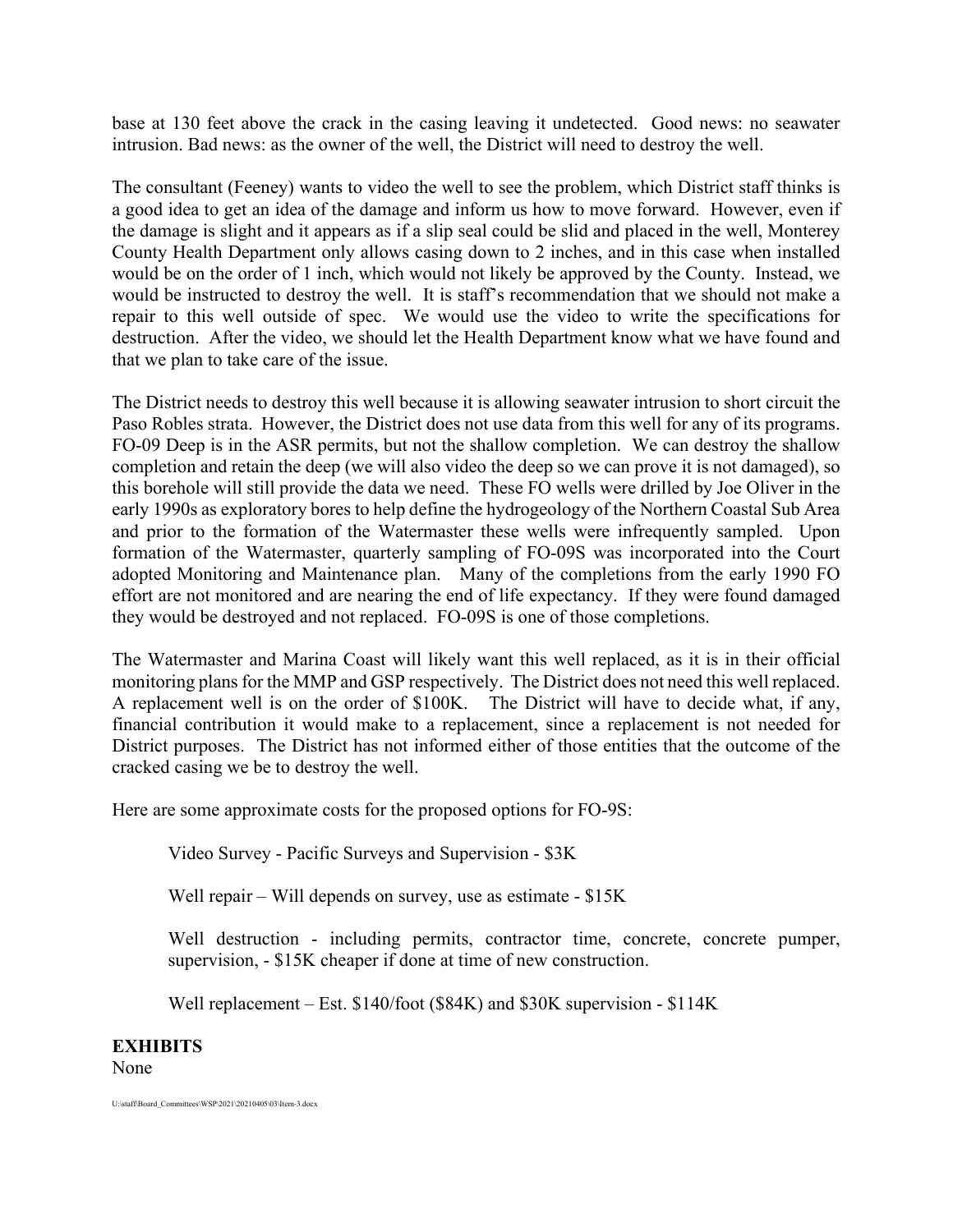base at 130 feet above the crack in the casing leaving it undetected. Good news: no seawater intrusion. Bad news: as the owner of the well, the District will need to destroy the well.

The consultant (Feeney) wants to video the well to see the problem, which District staff thinks is a good idea to get an idea of the damage and inform us how to move forward. However, even if the damage is slight and it appears as if a slip seal could be slid and placed in the well, Monterey County Health Department only allows casing down to 2 inches, and in this case when installed would be on the order of 1 inch, which would not likely be approved by the County. Instead, we would be instructed to destroy the well. It is staff's recommendation that we should not make a repair to this well outside of spec. We would use the video to write the specifications for destruction. After the video, we should let the Health Department know what we have found and that we plan to take care of the issue.

The District needs to destroy this well because it is allowing seawater intrusion to short circuit the Paso Robles strata. However, the District does not use data from this well for any of its programs. FO-09 Deep is in the ASR permits, but not the shallow completion. We can destroy the shallow completion and retain the deep (we will also video the deep so we can prove it is not damaged), so this borehole will still provide the data we need. These FO wells were drilled by Joe Oliver in the early 1990s as exploratory bores to help define the hydrogeology of the Northern Coastal Sub Area and prior to the formation of the Watermaster these wells were infrequently sampled. Upon formation of the Watermaster, quarterly sampling of FO-09S was incorporated into the Court adopted Monitoring and Maintenance plan. Many of the completions from the early 1990 FO effort are not monitored and are nearing the end of life expectancy. If they were found damaged they would be destroyed and not replaced. FO-09S is one of those completions.

The Watermaster and Marina Coast will likely want this well replaced, as it is in their official monitoring plans for the MMP and GSP respectively. The District does not need this well replaced. A replacement well is on the order of \$100K. The District will have to decide what, if any, financial contribution it would make to a replacement, since a replacement is not needed for District purposes. The District has not informed either of those entities that the outcome of the cracked casing we be to destroy the well.

Here are some approximate costs for the proposed options for FO-9S:

> Video Survey - Pacific Surveys and Supervision - \$3K
>
> Well repair – Will depends on survey, use as estimate - \$15K
>
> Well destruction - including permits, contractor time, concrete, concrete pumper, supervision, - \$15K cheaper if done at time of new construction.
>
> Well replacement – Est. \$140/foot (\$84K) and \$30K supervision - \$114K

**EXHIBITS**

None

U:\staff\Board_Committees\WSP\2021\20210405\03\Item-3.docx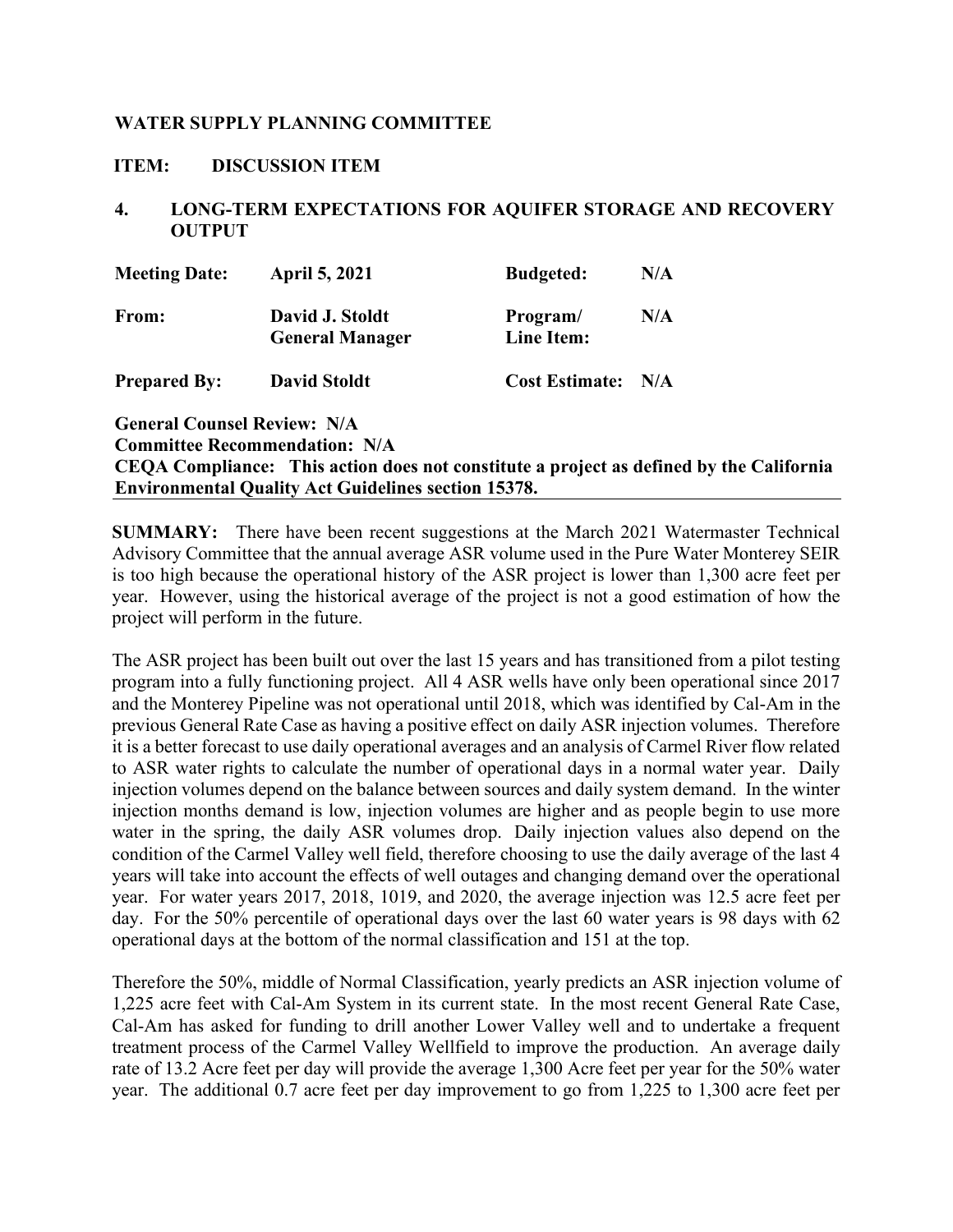**WATER SUPPLY PLANNING COMMITTEE**

**ITEM: DISCUSSION ITEM**

**4. LONG-TERM EXPECTATIONS FOR AQUIFER STORAGE AND RECOVERY OUTPUT**

| | | | |
|---|---|---|---|
| **Meeting Date:** | **April 5, 2021** | **Budgeted:** | **N/A** |
| **From:** | **David J. Stoldt General Manager** | **Program/ Line Item:** | **N/A** |
| **Prepared By:** | **David Stoldt** | **Cost Estimate:** | **N/A** |

**General Counsel Review: N/A**
**Committee Recommendation: N/A**
**CEQA Compliance: This action does not constitute a project as defined by the California Environmental Quality Act Guidelines section 15378.**

**SUMMARY:** There have been recent suggestions at the March 2021 Watermaster Technical Advisory Committee that the annual average ASR volume used in the Pure Water Monterey SEIR is too high because the operational history of the ASR project is lower than 1,300 acre feet per year. However, using the historical average of the project is not a good estimation of how the project will perform in the future.

The ASR project has been built out over the last 15 years and has transitioned from a pilot testing program into a fully functioning project. All 4 ASR wells have only been operational since 2017 and the Monterey Pipeline was not operational until 2018, which was identified by Cal-Am in the previous General Rate Case as having a positive effect on daily ASR injection volumes. Therefore it is a better forecast to use daily operational averages and an analysis of Carmel River flow related to ASR water rights to calculate the number of operational days in a normal water year. Daily injection volumes depend on the balance between sources and daily system demand. In the winter injection months demand is low, injection volumes are higher and as people begin to use more water in the spring, the daily ASR volumes drop. Daily injection values also depend on the condition of the Carmel Valley well field, therefore choosing to use the daily average of the last 4 years will take into account the effects of well outages and changing demand over the operational year. For water years 2017, 2018, 1019, and 2020, the average injection was 12.5 acre feet per day. For the 50% percentile of operational days over the last 60 water years is 98 days with 62 operational days at the bottom of the normal classification and 151 at the top.

Therefore the 50%, middle of Normal Classification, yearly predicts an ASR injection volume of 1,225 acre feet with Cal-Am System in its current state. In the most recent General Rate Case, Cal-Am has asked for funding to drill another Lower Valley well and to undertake a frequent treatment process of the Carmel Valley Wellfield to improve the production. An average daily rate of 13.2 Acre feet per day will provide the average 1,300 Acre feet per year for the 50% water year. The additional 0.7 acre feet per day improvement to go from 1,225 to 1,300 acre feet per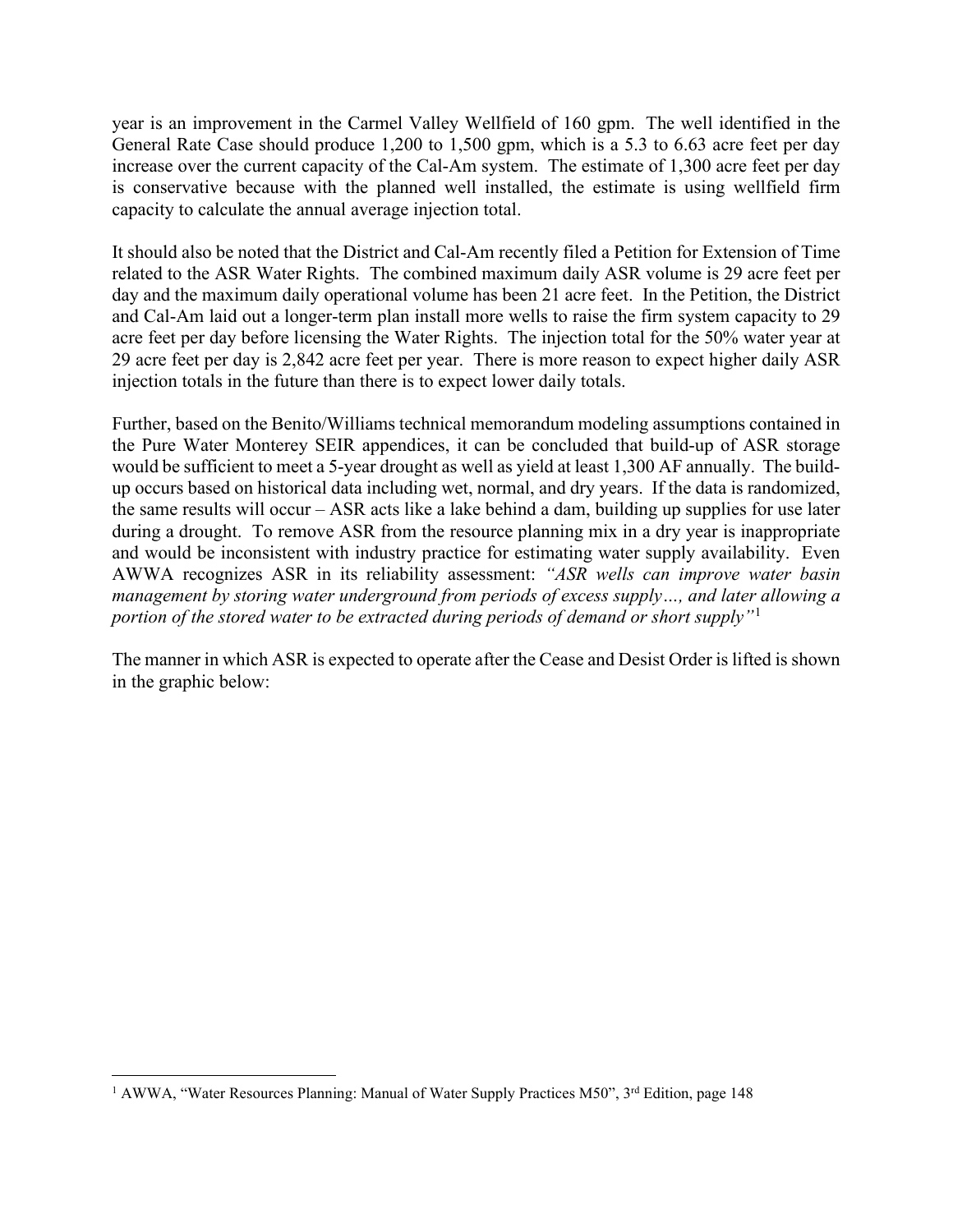year is an improvement in the Carmel Valley Wellfield of 160 gpm. The well identified in the General Rate Case should produce 1,200 to 1,500 gpm, which is a 5.3 to 6.63 acre feet per day increase over the current capacity of the Cal-Am system. The estimate of 1,300 acre feet per day is conservative because with the planned well installed, the estimate is using wellfield firm capacity to calculate the annual average injection total.

It should also be noted that the District and Cal-Am recently filed a Petition for Extension of Time related to the ASR Water Rights. The combined maximum daily ASR volume is 29 acre feet per day and the maximum daily operational volume has been 21 acre feet. In the Petition, the District and Cal-Am laid out a longer-term plan install more wells to raise the firm system capacity to 29 acre feet per day before licensing the Water Rights. The injection total for the 50% water year at 29 acre feet per day is 2,842 acre feet per year. There is more reason to expect higher daily ASR injection totals in the future than there is to expect lower daily totals.

Further, based on the Benito/Williams technical memorandum modeling assumptions contained in the Pure Water Monterey SEIR appendices, it can be concluded that build-up of ASR storage would be sufficient to meet a 5-year drought as well as yield at least 1,300 AF annually. The build-up occurs based on historical data including wet, normal, and dry years. If the data is randomized, the same results will occur – ASR acts like a lake behind a dam, building up supplies for use later during a drought. To remove ASR from the resource planning mix in a dry year is inappropriate and would be inconsistent with industry practice for estimating water supply availability. Even AWWA recognizes ASR in its reliability assessment: *"ASR wells can improve water basin management by storing water underground from periods of excess supply…, and later allowing a portion of the stored water to be extracted during periods of demand or short supply"*[1]

The manner in which ASR is expected to operate after the Cease and Desist Order is lifted is shown in the graphic below:

---

[1] AWWA, "Water Resources Planning: Manual of Water Supply Practices M50", 3rd Edition, page 148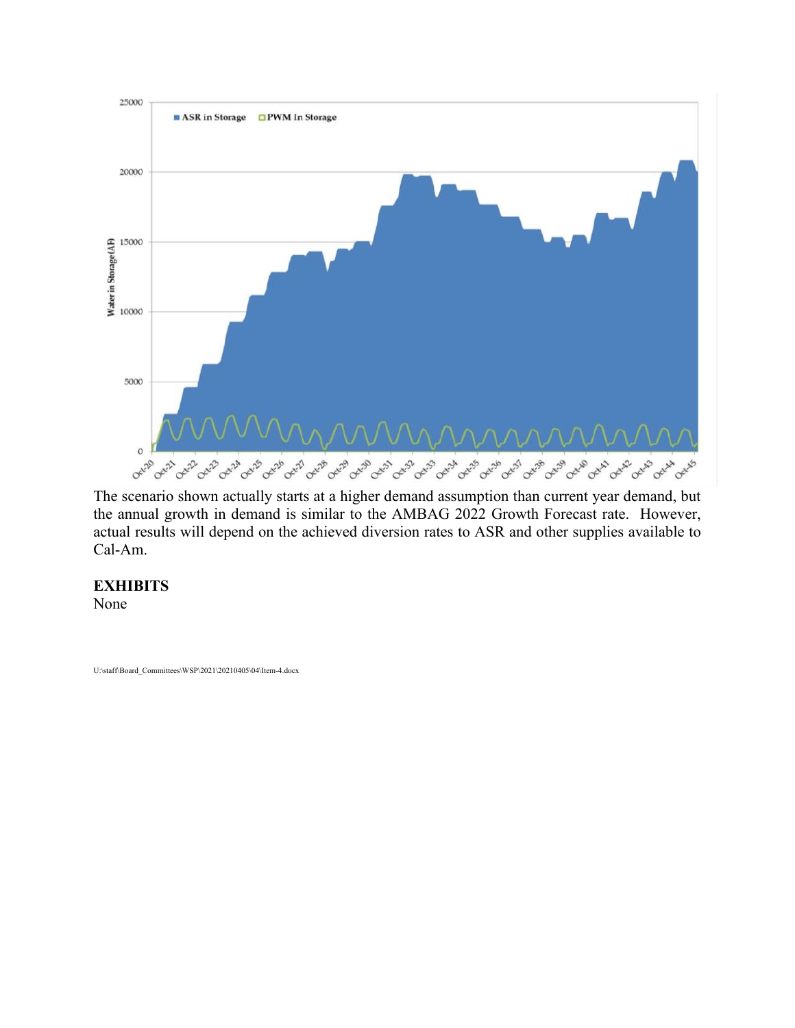The scenario shown actually starts at a higher demand assumption than current year demand, but the annual growth in demand is similar to the AMBAG 2022 Growth Forecast rate. However, actual results will depend on the achieved diversion rates to ASR and other supplies available to Cal-Am.

**EXHIBITS**

None

U:\staff\Board_Committees\WSP\2021\20210405\04\Item-4.docx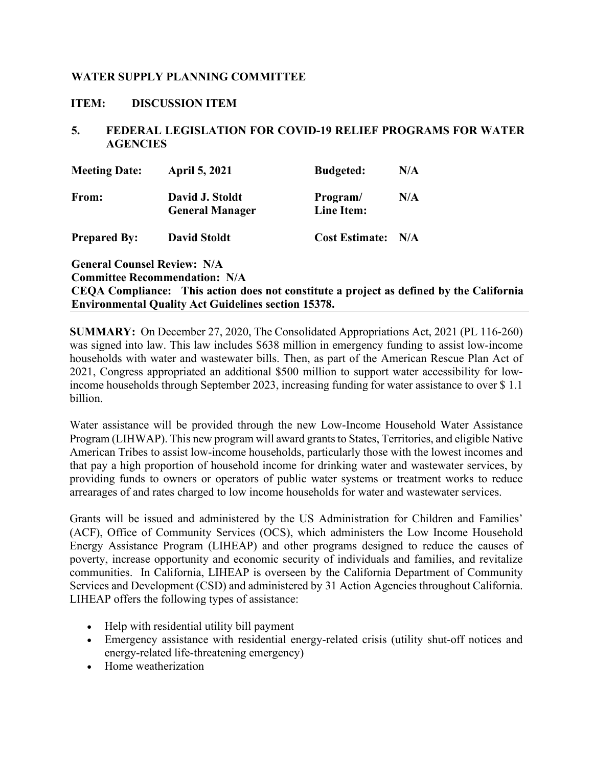**WATER SUPPLY PLANNING COMMITTEE**

**ITEM: DISCUSSION ITEM**

## 5. FEDERAL LEGISLATION FOR COVID-19 RELIEF PROGRAMS FOR WATER AGENCIES

| | | | |
|---|---|---|---|
| **Meeting Date:** | **April 5, 2021** | **Budgeted:** | **N/A** |
| **From:** | **David J. Stoldt General Manager** | **Program/ Line Item:** | **N/A** |
| **Prepared By:** | **David Stoldt** | **Cost Estimate:** | **N/A** |

**General Counsel Review: N/A**
**Committee Recommendation: N/A**
**CEQA Compliance: This action does not constitute a project as defined by the California Environmental Quality Act Guidelines section 15378.**

**SUMMARY:** On December 27, 2020, The Consolidated Appropriations Act, 2021 (PL 116-260) was signed into law. This law includes $638 million in emergency funding to assist low-income households with water and wastewater bills. Then, as part of the American Rescue Plan Act of 2021, Congress appropriated an additional $500 million to support water accessibility for low-income households through September 2023, increasing funding for water assistance to over $ 1.1 billion.

Water assistance will be provided through the new Low-Income Household Water Assistance Program (LIHWAP). This new program will award grants to States, Territories, and eligible Native American Tribes to assist low-income households, particularly those with the lowest incomes and that pay a high proportion of household income for drinking water and wastewater services, by providing funds to owners or operators of public water systems or treatment works to reduce arrearages of and rates charged to low income households for water and wastewater services.

Grants will be issued and administered by the US Administration for Children and Families' (ACF), Office of Community Services (OCS), which administers the Low Income Household Energy Assistance Program (LIHEAP) and other programs designed to reduce the causes of poverty, increase opportunity and economic security of individuals and families, and revitalize communities. In California, LIHEAP is overseen by the California Department of Community Services and Development (CSD) and administered by 31 Action Agencies throughout California. LIHEAP offers the following types of assistance:

- Help with residential utility bill payment
- Emergency assistance with residential energy-related crisis (utility shut-off notices and energy-related life-threatening emergency)
- Home weatherization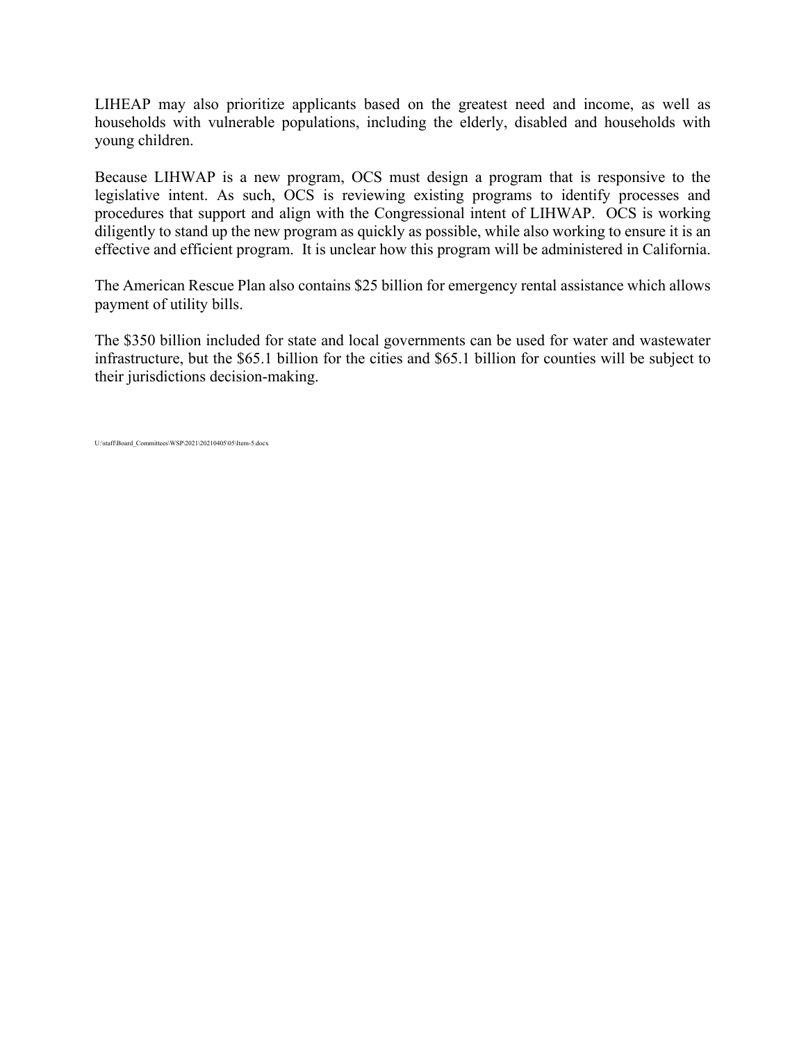LIHEAP may also prioritize applicants based on the greatest need and income, as well as households with vulnerable populations, including the elderly, disabled and households with young children.

Because LIHWAP is a new program, OCS must design a program that is responsive to the legislative intent. As such, OCS is reviewing existing programs to identify processes and procedures that support and align with the Congressional intent of LIHWAP. OCS is working diligently to stand up the new program as quickly as possible, while also working to ensure it is an effective and efficient program. It is unclear how this program will be administered in California.

The American Rescue Plan also contains $25 billion for emergency rental assistance which allows payment of utility bills.

The $350 billion included for state and local governments can be used for water and wastewater infrastructure, but the $65.1 billion for the cities and $65.1 billion for counties will be subject to their jurisdictions decision-making.

U:\staff\Board_Committees\WSP\2021\20210405\05\Item-5.docx